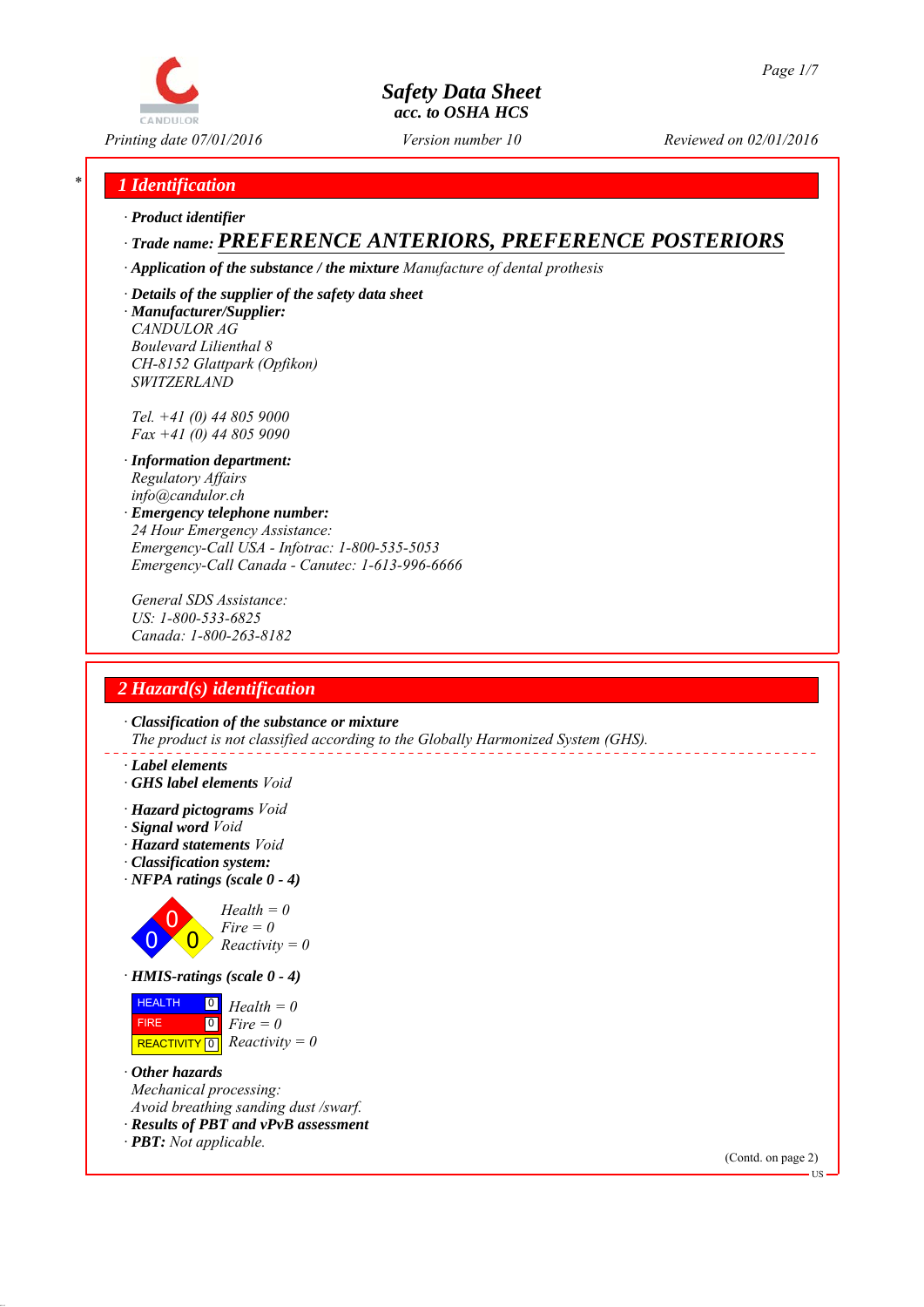# Safety Data Sheet
acc. to OSHA HCS

Printing date 07/01/2016 | Version number 10 | Reviewed on 02/01/2016

## 1 Identification

· **Product identifier**

· **Trade name:** **PREFERENCE ANTERIORS, PREFERENCE POSTERIORS**

· **Application of the substance / the mixture** *Manufacture of dental prosthesis*

· **Details of the supplier of the safety data sheet**

· **Manufacturer/Supplier:**
CANDULOR AG
Boulevard Lilienthal 8
CH-8152 Glattpark (Opfikon)
SWITZERLAND

Tel. +41 (0) 44 805 9000
Fax +41 (0) 44 805 9090

· **Information department:**
Regulatory Affairs
info@candulor.ch

· **Emergency telephone number:**
24 Hour Emergency Assistance:
Emergency-Call USA - Infotrac: 1-800-535-5053
Emergency-Call Canada - Canutec: 1-613-996-6666

General SDS Assistance:
US: 1-800-533-6825
Canada: 1-800-263-8182

## 2 Hazard(s) identification

· **Classification of the substance or mixture**
The product is not classified according to the Globally Harmonized System (GHS).

· **Label elements**

· **GHS label elements** Void

· **Hazard pictograms** Void

· **Signal word** Void

· **Hazard statements** Void

· **Classification system:**

· **NFPA ratings (scale 0 - 4)**

Health = 0
Fire = 0
Reactivity = 0

· **HMIS-ratings (scale 0 - 4)**

| | | |
|---|---|---|
| HEALTH | 0 | Health = 0 |
| FIRE | 0 | Fire = 0 |
| REACTIVITY | 0 | Reactivity = 0 |

· **Other hazards**
Mechanical processing:
Avoid breathing sanding dust /swarf.

· **Results of PBT and vPvB assessment**

· **PBT:** Not applicable.

(Contd. on page 2)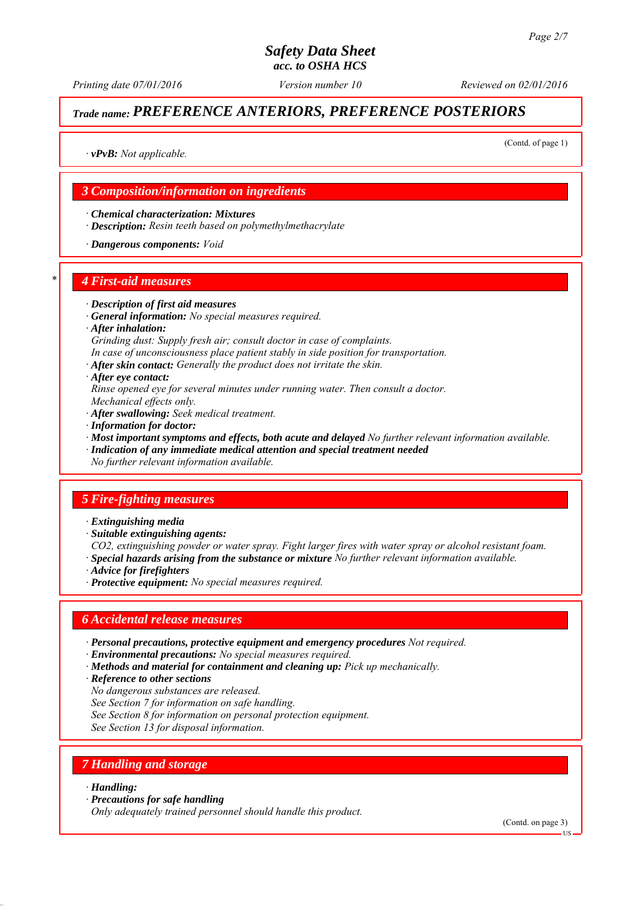## Trade name: PREFERENCE ANTERIORS, PREFERENCE POSTERIORS

(Contd. of page 1)

· **vPvB:** *Not applicable.*

## 3 Composition/information on ingredients

· **Chemical characterization: Mixtures**
· **Description:** *Resin teeth based on polymethylmethacrylate*

· **Dangerous components:** *Void*

## \* 4 First-aid measures

· **Description of first aid measures**
· **General information:** *No special measures required.*
· **After inhalation:**
*Grinding dust: Supply fresh air; consult doctor in case of complaints.*
*In case of unconsciousness place patient stably in side position for transportation.*
· **After skin contact:** *Generally the product does not irritate the skin.*
· **After eye contact:**
*Rinse opened eye for several minutes under running water. Then consult a doctor.*
*Mechanical effects only.*
· **After swallowing:** *Seek medical treatment.*
· **Information for doctor:**
· **Most important symptoms and effects, both acute and delayed** *No further relevant information available.*
· **Indication of any immediate medical attention and special treatment needed**
*No further relevant information available.*

## 5 Fire-fighting measures

· **Extinguishing media**
· **Suitable extinguishing agents:**
*CO2, extinguishing powder or water spray. Fight larger fires with water spray or alcohol resistant foam.*
· **Special hazards arising from the substance or mixture** *No further relevant information available.*
· **Advice for firefighters**
· **Protective equipment:** *No special measures required.*

## 6 Accidental release measures

· **Personal precautions, protective equipment and emergency procedures** *Not required.*
· **Environmental precautions:** *No special measures required.*
· **Methods and material for containment and cleaning up:** *Pick up mechanically.*
· **Reference to other sections**
*No dangerous substances are released.*
*See Section 7 for information on safe handling.*
*See Section 8 for information on personal protection equipment.*
*See Section 13 for disposal information.*

## 7 Handling and storage

· **Handling:**
· **Precautions for safe handling**
*Only adequately trained personnel should handle this product.*

(Contd. on page 3)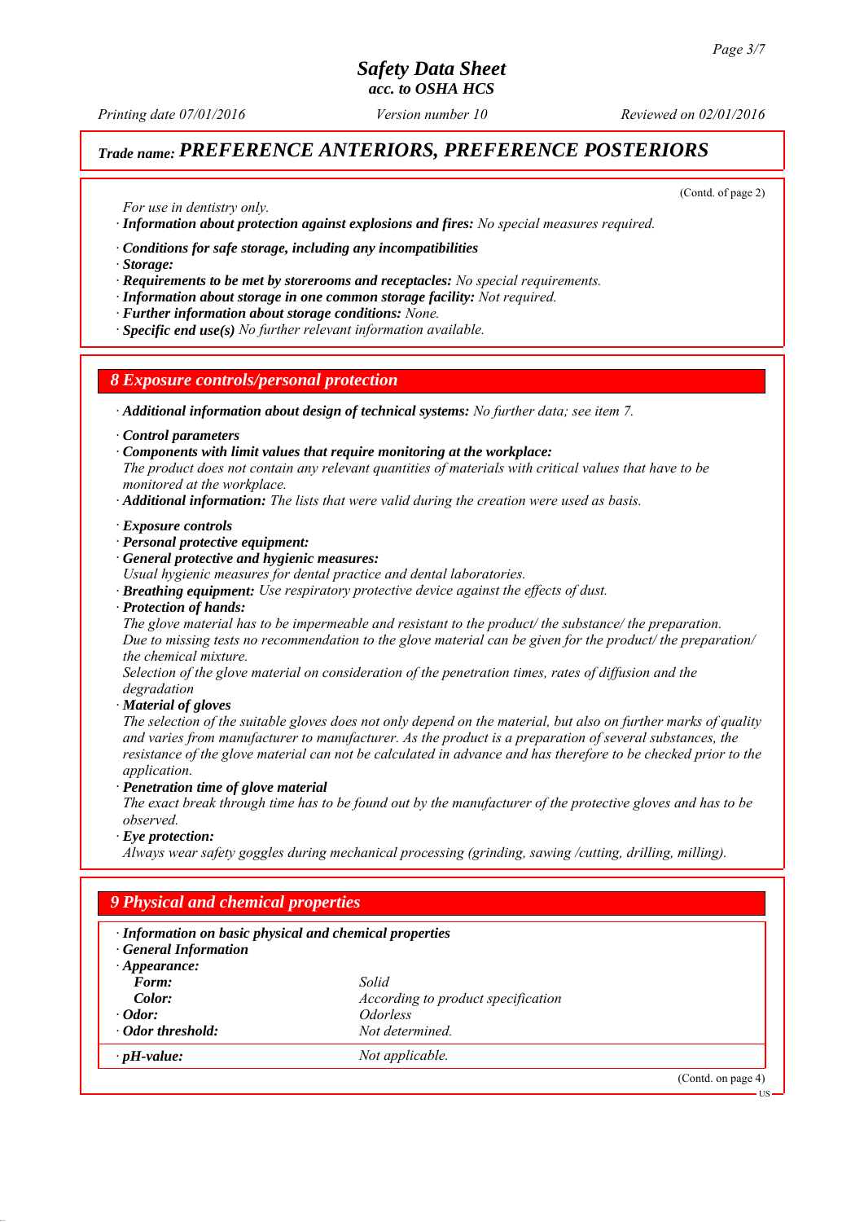*Trade name:* ***PREFERENCE ANTERIORS, PREFERENCE POSTERIORS***

(Contd. of page 2)

*For use in dentistry only.*

· ***Information about protection against explosions and fires:*** *No special measures required.*

· ***Conditions for safe storage, including any incompatibilities***
· ***Storage:***
· ***Requirements to be met by storerooms and receptacles:*** *No special requirements.*
· ***Information about storage in one common storage facility:*** *Not required.*
· ***Further information about storage conditions:*** *None.*
· ***Specific end use(s)*** *No further relevant information available.*

## 8 Exposure controls/personal protection

· ***Additional information about design of technical systems:*** *No further data; see item 7.*

· ***Control parameters***
· ***Components with limit values that require monitoring at the workplace:***
*The product does not contain any relevant quantities of materials with critical values that have to be monitored at the workplace.*
· ***Additional information:*** *The lists that were valid during the creation were used as basis.*

· ***Exposure controls***
· ***Personal protective equipment:***
· ***General protective and hygienic measures:***
*Usual hygienic measures for dental practice and dental laboratories.*
· ***Breathing equipment:*** *Use respiratory protective device against the effects of dust.*
· ***Protection of hands:***
*The glove material has to be impermeable and resistant to the product/ the substance/ the preparation.*
*Due to missing tests no recommendation to the glove material can be given for the product/ the preparation/ the chemical mixture.*
*Selection of the glove material on consideration of the penetration times, rates of diffusion and the degradation*
· ***Material of gloves***
*The selection of the suitable gloves does not only depend on the material, but also on further marks of quality and varies from manufacturer to manufacturer. As the product is a preparation of several substances, the resistance of the glove material can not be calculated in advance and has therefore to be checked prior to the application.*
· ***Penetration time of glove material***
*The exact break through time has to be found out by the manufacturer of the protective gloves and has to be observed.*
· ***Eye protection:***
*Always wear safety goggles during mechanical processing (grinding, sawing /cutting, drilling, milling).*

## 9 Physical and chemical properties

· ***Information on basic physical and chemical properties***
· ***General Information***
· ***Appearance:***

| | |
|---|---|
| ***Form:*** | *Solid* |
| ***Color:*** | *According to product specification* |
| · ***Odor:*** | *Odorless* |
| · ***Odor threshold:*** | *Not determined.* |
| · ***pH-value:*** | *Not applicable.* |

(Contd. on page 4)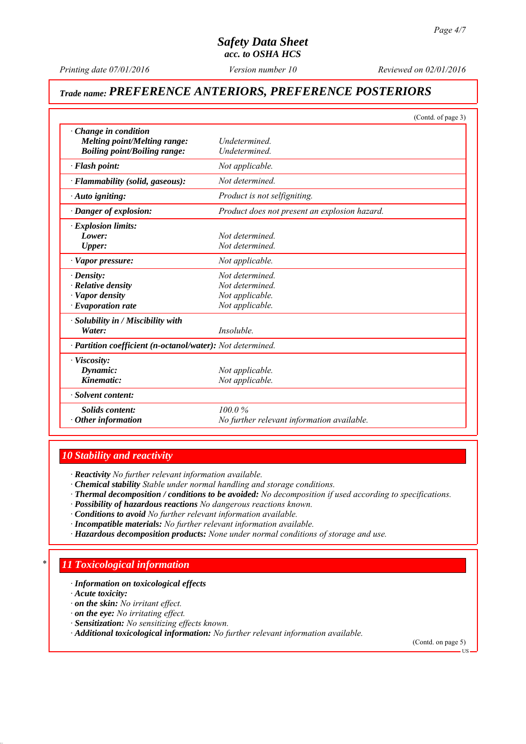# Safety Data Sheet
*acc. to OSHA HCS*

*Printing date 07/01/2016* *Version number 10* *Reviewed on 02/01/2016*

## Trade name: PREFERENCE ANTERIORS, PREFERENCE POSTERIORS

(Contd. of page 3)

| | |
|---|---|
| **· Change in condition** | |
| **Melting point/Melting range:** | *Undetermined.* |
| **Boiling point/Boiling range:** | *Undetermined.* |
| **· Flash point:** | *Not applicable.* |
| **· Flammability (solid, gaseous):** | *Not determined.* |
| **· Auto igniting:** | *Product is not selfigniting.* |
| **· Danger of explosion:** | *Product does not present an explosion hazard.* |
| **· Explosion limits:** | |
| **Lower:** | *Not determined.* |
| **Upper:** | *Not determined.* |
| **· Vapor pressure:** | *Not applicable.* |
| **· Density:** | *Not determined.* |
| **· Relative density** | *Not determined.* |
| **· Vapor density** | *Not applicable.* |
| **· Evaporation rate** | *Not applicable.* |
| **· Solubility in / Miscibility with** | |
| **Water:** | *Insoluble.* |
| **· Partition coefficient (n-octanol/water):** | *Not determined.* |
| **· Viscosity:** | |
| **Dynamic:** | *Not applicable.* |
| **Kinematic:** | *Not applicable.* |
| **· Solvent content:** | |
| **Solids content:** | *100.0 %* |
| **· Other information** | *No further relevant information available.* |

## 10 Stability and reactivity

- **Reactivity** *No further relevant information available.*
- **Chemical stability** *Stable under normal handling and storage conditions.*
- **Thermal decomposition / conditions to be avoided:** *No decomposition if used according to specifications.*
- **Possibility of hazardous reactions** *No dangerous reactions known.*
- **Conditions to avoid** *No further relevant information available.*
- **Incompatible materials:** *No further relevant information available.*
- **Hazardous decomposition products:** *None under normal conditions of storage and use.*

## * 11 Toxicological information

- **Information on toxicological effects**
- **Acute toxicity:**
- **on the skin:** *No irritant effect.*
- **on the eye:** *No irritating effect.*
- **Sensitization:** *No sensitizing effects known.*
- **Additional toxicological information:** *No further relevant information available.*

(Contd. on page 5)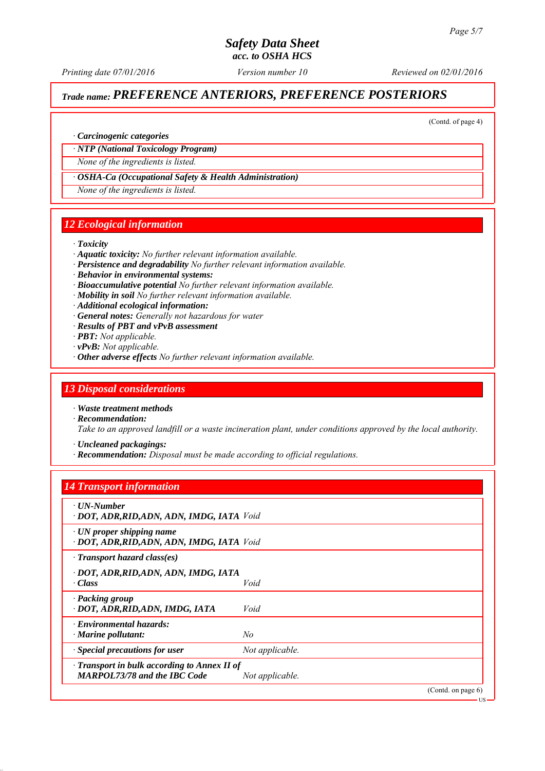## Trade name: *PREFERENCE ANTERIORS, PREFERENCE POSTERIORS*

(Contd. of page 4)

· **Carcinogenic categories**

· **NTP (National Toxicology Program)**

*None of the ingredients is listed.*

· **OSHA-Ca (Occupational Safety & Health Administration)**

*None of the ingredients is listed.*

## 12 Ecological information

· **Toxicity**
· **Aquatic toxicity:** *No further relevant information available.*
· **Persistence and degradability** *No further relevant information available.*
· **Behavior in environmental systems:**
· **Bioaccumulative potential** *No further relevant information available.*
· **Mobility in soil** *No further relevant information available.*
· **Additional ecological information:**
· **General notes:** *Generally not hazardous for water*
· **Results of PBT and vPvB assessment**
· **PBT:** *Not applicable.*
· **vPvB:** *Not applicable.*
· **Other adverse effects** *No further relevant information available.*

## 13 Disposal considerations

· **Waste treatment methods**
· **Recommendation:**
*Take to an approved landfill or a waste incineration plant, under conditions approved by the local authority.*

· **Uncleaned packagings:**
· **Recommendation:** *Disposal must be made according to official regulations.*

## 14 Transport information

| | |
|---|---|
| · **UN-Number** | |
| · **DOT, ADR,RID,ADN, ADN, IMDG, IATA** | *Void* |
| · **UN proper shipping name** | |
| · **DOT, ADR,RID,ADN, ADN, IMDG, IATA** | *Void* |
| · **Transport hazard class(es)** | |
| · **DOT, ADR,RID,ADN, ADN, IMDG, IATA** | |
| · **Class** | *Void* |
| · **Packing group** | |
| · **DOT, ADR,RID,ADN, IMDG, IATA** | *Void* |
| · **Environmental hazards:** | |
| · **Marine pollutant:** | *No* |
| · **Special precautions for user** | *Not applicable.* |
| · **Transport in bulk according to Annex II of MARPOL73/78 and the IBC Code** | *Not applicable.* |

(Contd. on page 6)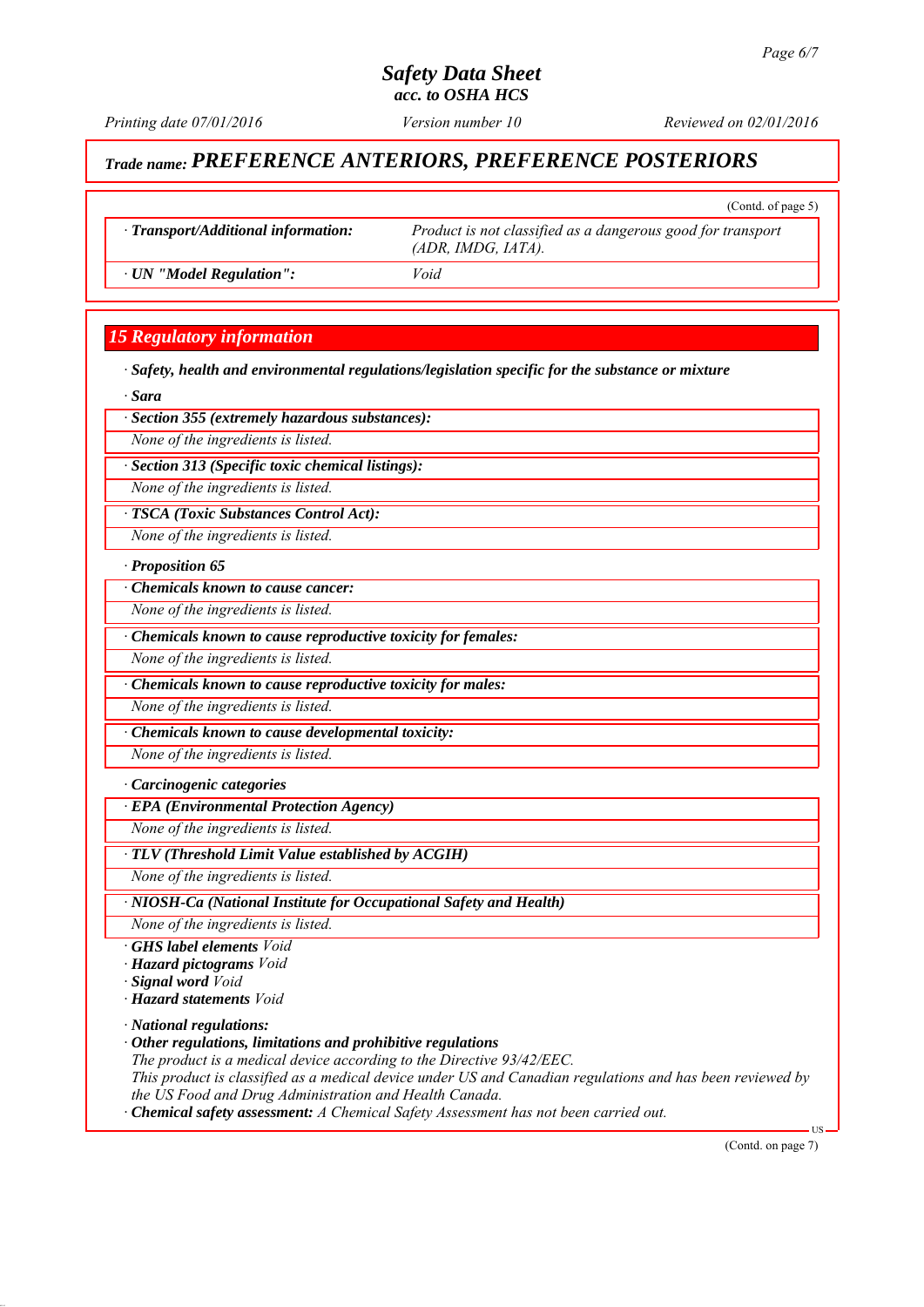## Trade name: *PREFERENCE ANTERIORS, PREFERENCE POSTERIORS*

(Contd. of page 5)

| | |
|---|---|
| · **Transport/Additional information:** | *Product is not classified as a dangerous good for transport (ADR, IMDG, IATA).* |
| · **UN "Model Regulation":** | *Void* |

## 15 Regulatory information

· **Safety, health and environmental regulations/legislation specific for the substance or mixture**

· **Sara**

· **Section 355 (extremely hazardous substances):**

*None of the ingredients is listed.*

· **Section 313 (Specific toxic chemical listings):**

*None of the ingredients is listed.*

· **TSCA (Toxic Substances Control Act):**

*None of the ingredients is listed.*

· **Proposition 65**

· **Chemicals known to cause cancer:**

*None of the ingredients is listed.*

· **Chemicals known to cause reproductive toxicity for females:**

*None of the ingredients is listed.*

· **Chemicals known to cause reproductive toxicity for males:**

*None of the ingredients is listed.*

· **Chemicals known to cause developmental toxicity:**

*None of the ingredients is listed.*

· **Carcinogenic categories**

· **EPA (Environmental Protection Agency)**

*None of the ingredients is listed.*

· **TLV (Threshold Limit Value established by ACGIH)**

*None of the ingredients is listed.*

· **NIOSH-Ca (National Institute for Occupational Safety and Health)**

*None of the ingredients is listed.*

· **GHS label elements** *Void*
· **Hazard pictograms** *Void*
· **Signal word** *Void*
· **Hazard statements** *Void*

· **National regulations:**
· **Other regulations, limitations and prohibitive regulations**
*The product is a medical device according to the Directive 93/42/EEC.*
*This product is classified as a medical device under US and Canadian regulations and has been reviewed by the US Food and Drug Administration and Health Canada.*
· **Chemical safety assessment:** *A Chemical Safety Assessment has not been carried out.*

(Contd. on page 7)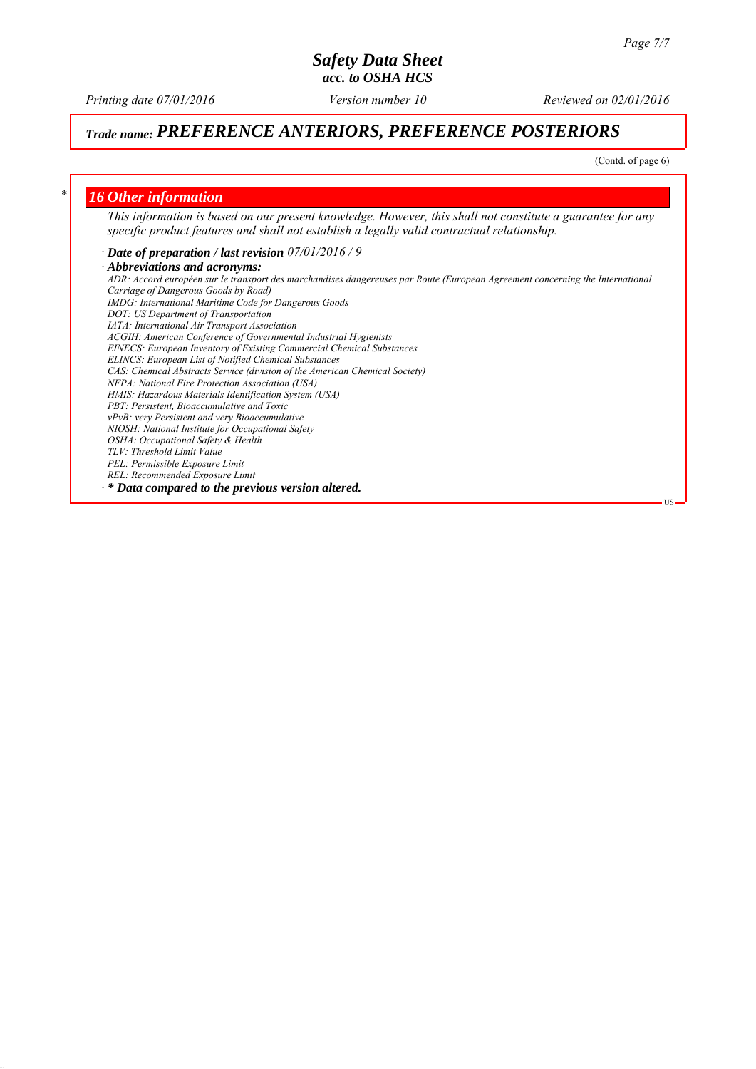## Trade name: PREFERENCE ANTERIORS, PREFERENCE POSTERIORS

(Contd. of page 6)

### * 16 Other information

*This information is based on our present knowledge. However, this shall not constitute a guarantee for any specific product features and shall not establish a legally valid contractual relationship.*

· **Date of preparation / last revision** 07/01/2016 / 9

· **Abbreviations and acronyms:**

ADR: Accord européen sur le transport des marchandises dangereuses par Route (European Agreement concerning the International Carriage of Dangerous Goods by Road)
IMDG: International Maritime Code for Dangerous Goods
DOT: US Department of Transportation
IATA: International Air Transport Association
ACGIH: American Conference of Governmental Industrial Hygienists
EINECS: European Inventory of Existing Commercial Chemical Substances
ELINCS: European List of Notified Chemical Substances
CAS: Chemical Abstracts Service (division of the American Chemical Society)
NFPA: National Fire Protection Association (USA)
HMIS: Hazardous Materials Identification System (USA)
PBT: Persistent, Bioaccumulative and Toxic
vPvB: very Persistent and very Bioaccumulative
NIOSH: National Institute for Occupational Safety
OSHA: Occupational Safety & Health
TLV: Threshold Limit Value
PEL: Permissible Exposure Limit
REL: Recommended Exposure Limit

· **\* Data compared to the previous version altered.**